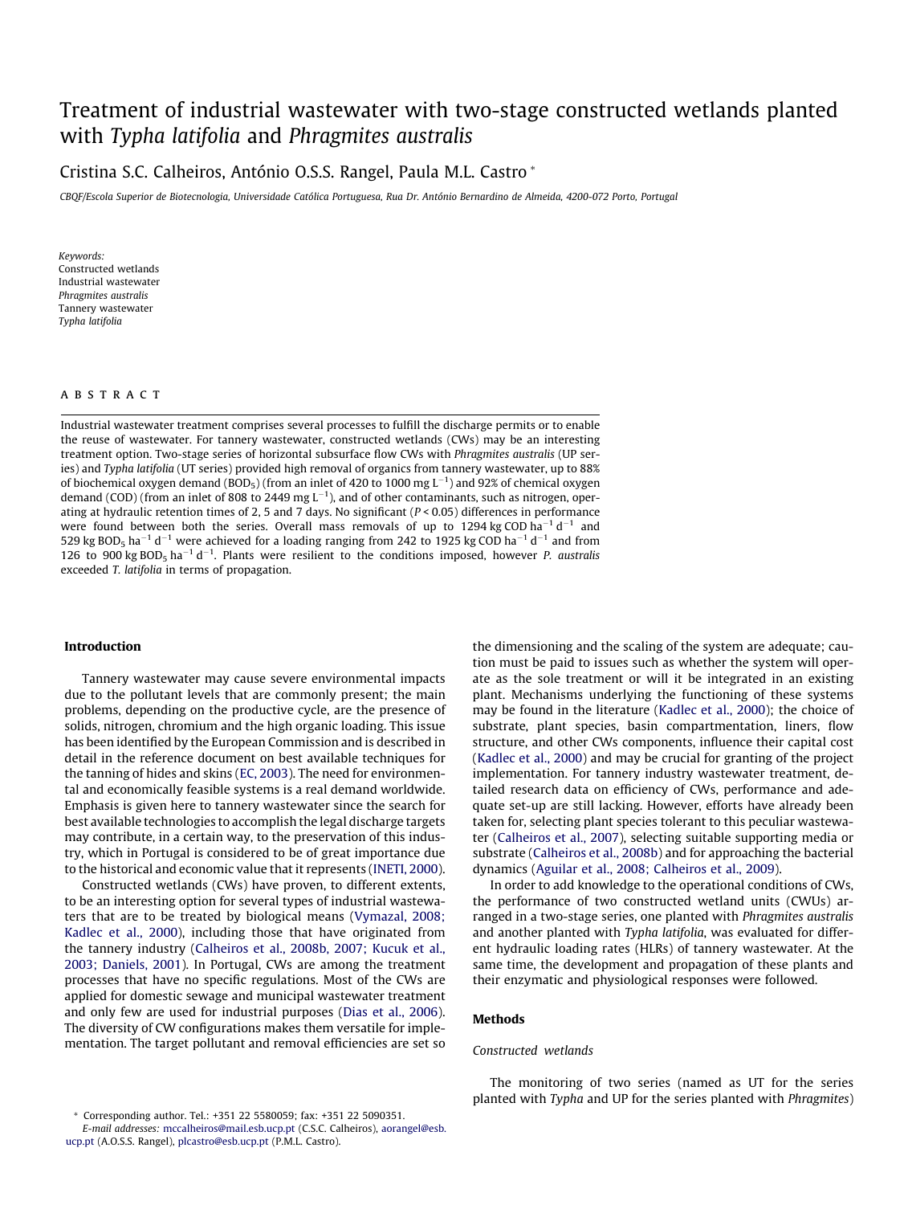# Treatment of industrial wastewater with two-stage constructed wetlands planted with *Typha latifolia* and *Phragmites australis*

Cristina S.C. Calheiros, António O.S.S. Rangel, Paula M.L. Castro *

*CBQF/Escola Superior de Biotecnologia, Universidade Católica Portuguesa, Rua Dr. António Bernardino de Almeida, 4200-072 Porto, Portugal*

*Keywords:*
Constructed wetlands
Industrial wastewater
*Phragmites australis*
Tannery wastewater
*Typha latifolia*

## ABSTRACT

Industrial wastewater treatment comprises several processes to fulfill the discharge permits or to enable the reuse of wastewater. For tannery wastewater, constructed wetlands (CWs) may be an interesting treatment option. Two-stage series of horizontal subsurface flow CWs with *Phragmites australis* (UP series) and *Typha latifolia* (UT series) provided high removal of organics from tannery wastewater, up to 88% of biochemical oxygen demand ($BOD_5$) (from an inlet of 420 to 1000 mg $L^{-1}$) and 92% of chemical oxygen demand (COD) (from an inlet of 808 to 2449 mg $L^{-1}$), and of other contaminants, such as nitrogen, operating at hydraulic retention times of 2, 5 and 7 days. No significant ($P < 0.05$) differences in performance were found between both the series. Overall mass removals of up to 1294 kg COD $ha^{-1}$ $d^{-1}$ and 529 kg $BOD_5$ $ha^{-1}$ $d^{-1}$ were achieved for a loading ranging from 242 to 1925 kg COD $ha^{-1}$ $d^{-1}$ and from 126 to 900 kg $BOD_5$ $ha^{-1}$ $d^{-1}$. Plants were resilient to the conditions imposed, however *P. australis* exceeded *T. latifolia* in terms of propagation.

## Introduction

Tannery wastewater may cause severe environmental impacts due to the pollutant levels that are commonly present; the main problems, depending on the productive cycle, are the presence of solids, nitrogen, chromium and the high organic loading. This issue has been identified by the European Commission and is described in detail in the reference document on best available techniques for the tanning of hides and skins (EC, 2003). The need for environmental and economically feasible systems is a real demand worldwide. Emphasis is given here to tannery wastewater since the search for best available technologies to accomplish the legal discharge targets may contribute, in a certain way, to the preservation of this industry, which in Portugal is considered to be of great importance due to the historical and economic value that it represents (INETI, 2000).

Constructed wetlands (CWs) have proven, to different extents, to be an interesting option for several types of industrial wastewaters that are to be treated by biological means (Vymazal, 2008; Kadlec et al., 2000), including those that have originated from the tannery industry (Calheiros et al., 2008b, 2007; Kucuk et al., 2003; Daniels, 2001). In Portugal, CWs are among the treatment processes that have no specific regulations. Most of the CWs are applied for domestic sewage and municipal wastewater treatment and only few are used for industrial purposes (Dias et al., 2006). The diversity of CW configurations makes them versatile for implementation. The target pollutant and removal efficiencies are set so the dimensioning and the scaling of the system are adequate; caution must be paid to issues such as whether the system will operate as the sole treatment or will it be integrated in an existing plant. Mechanisms underlying the functioning of these systems may be found in the literature (Kadlec et al., 2000); the choice of substrate, plant species, basin compartmentation, liners, flow structure, and other CWs components, influence their capital cost (Kadlec et al., 2000) and may be crucial for granting of the project implementation. For tannery industry wastewater treatment, detailed research data on efficiency of CWs, performance and adequate set-up are still lacking. However, efforts have already been taken for, selecting plant species tolerant to this peculiar wastewater (Calheiros et al., 2007), selecting suitable supporting media or substrate (Calheiros et al., 2008b) and for approaching the bacterial dynamics (Aguilar et al., 2008; Calheiros et al., 2009).

In order to add knowledge to the operational conditions of CWs, the performance of two constructed wetland units (CWUs) arranged in a two-stage series, one planted with *Phragmites australis* and another planted with *Typha latifolia*, was evaluated for different hydraulic loading rates (HLRs) of tannery wastewater. At the same time, the development and propagation of these plants and their enzymatic and physiological responses were followed.

## Methods

### Constructed wetlands

The monitoring of two series (named as UT for the series planted with *Typha* and UP for the series planted with *Phragmites*)

* Corresponding author. Tel.: +351 22 5580059; fax: +351 22 5090351.
*E-mail addresses:* mccalheiros@mail.esb.ucp.pt (C.S.C. Calheiros), aorangel@esb.ucp.pt (A.O.S.S. Rangel), plcastro@esb.ucp.pt (P.M.L. Castro).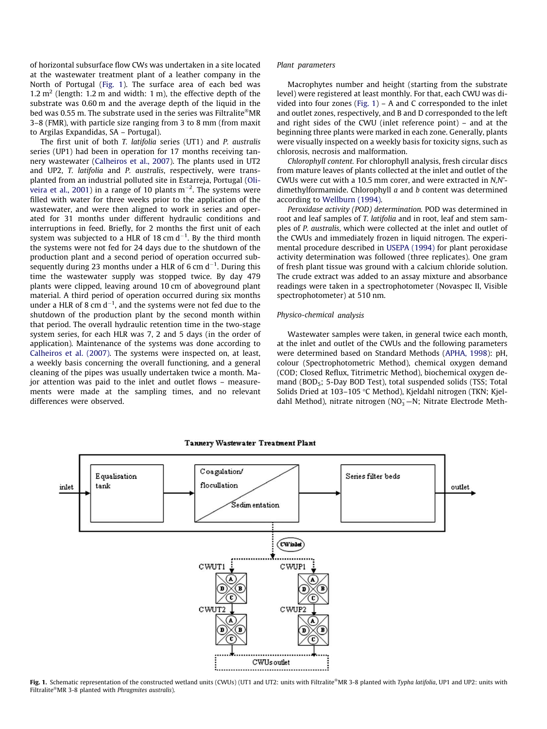of horizontal subsurface flow CWs was undertaken in a site located at the wastewater treatment plant of a leather company in the North of Portugal (Fig. 1). The surface area of each bed was 1.2 $m^2$ (length: 1.2 m and width: 1 m), the effective depth of the substrate was 0.60 m and the average depth of the liquid in the bed was 0.55 m. The substrate used in the series was Filtralite®MR 3–8 (FMR), with particle size ranging from 3 to 8 mm (from maxit to Argilas Expandidas, SA – Portugal).

The first unit of both *T. latifolia* series (UT1) and *P. australis* series (UP1) had been in operation for 17 months receiving tannery wastewater (Calheiros et al., 2007). The plants used in UT2 and UP2, *T. latifolia* and *P. australis*, respectively, were transplanted from an industrial polluted site in Estarreja, Portugal (Oliveira et al., 2001) in a range of 10 plants $m^{-2}$. The systems were filled with water for three weeks prior to the application of the wastewater, and were then aligned to work in series and operated for 31 months under different hydraulic conditions and interruptions in feed. Briefly, for 2 months the first unit of each system was subjected to a HLR of 18 cm $d^{-1}$. By the third month the systems were not fed for 24 days due to the shutdown of the production plant and a second period of operation occurred subsequently during 23 months under a HLR of 6 cm $d^{-1}$. During this time the wastewater supply was stopped twice. By day 479 plants were clipped, leaving around 10 cm of aboveground plant material. A third period of operation occurred during six months under a HLR of 8 cm $d^{-1}$, and the systems were not fed due to the shutdown of the production plant by the second month within that period. The overall hydraulic retention time in the two-stage system series, for each HLR was 7, 2 and 5 days (in the order of application). Maintenance of the systems was done according to Calheiros et al. (2007). The systems were inspected on, at least, a weekly basis concerning the overall functioning, and a general cleaning of the pipes was usually undertaken twice a month. Major attention was paid to the inlet and outlet flows – measurements were made at the sampling times, and no relevant differences were observed.

### Plant parameters

Macrophytes number and height (starting from the substrate level) were registered at least monthly. For that, each CWU was divided into four zones (Fig. 1) – A and C corresponded to the inlet and outlet zones, respectively, and B and D corresponded to the left and right sides of the CWU (inlet reference point) – and at the beginning three plants were marked in each zone. Generally, plants were visually inspected on a weekly basis for toxicity signs, such as chlorosis, necrosis and malformation.

*Chlorophyll content.* For chlorophyll analysis, fresh circular discs from mature leaves of plants collected at the inlet and outlet of the CWUs were cut with a 10.5 mm corer, and were extracted in *N,N'*-dimethylformamide. Chlorophyll *a* and *b* content was determined according to Wellburn (1994).

*Peroxidase activity (POD) determination.* POD was determined in root and leaf samples of *T. latifolia* and in root, leaf and stem samples of *P. australis*, which were collected at the inlet and outlet of the CWUs and immediately frozen in liquid nitrogen. The experimental procedure described in USEPA (1994) for plant peroxidase activity determination was followed (three replicates). One gram of fresh plant tissue was ground with a calcium chloride solution. The crude extract was added to an assay mixture and absorbance readings were taken in a spectrophotometer (Novaspec II, Visible spectrophotometer) at 510 nm.

### Physico-chemical analysis

Wastewater samples were taken, in general twice each month, at the inlet and outlet of the CWUs and the following parameters were determined based on Standard Methods (APHA, 1998): pH, colour (Spectrophotometric Method), chemical oxygen demand (COD; Closed Reflux, Titrimetric Method), biochemical oxygen demand ($BOD_5$; 5-Day BOD Test), total suspended solids (TSS; Total Solids Dried at 103–105 °C Method), Kjeldahl nitrogen (TKN; Kjeldahl Method), nitrate nitrogen ($NO_3^-$—N; Nitrate Electrode Meth-

Tannery Wastewater Treatment Plant

inlet → Equalisation tank → Coagulation/ flocullation / Sedimentation → Series filter beds → outlet

CWinlet → CWUT1 → CWUT2; CWUP1 → CWUP2 → CWUs outlet

**Fig. 1.** Schematic representation of the constructed wetland units (CWUs) (UT1 and UT2: units with Filtralite®MR 3-8 planted with *Typha latifolia*, UP1 and UP2: units with Filtralite®MR 3-8 planted with *Phragmites australis*).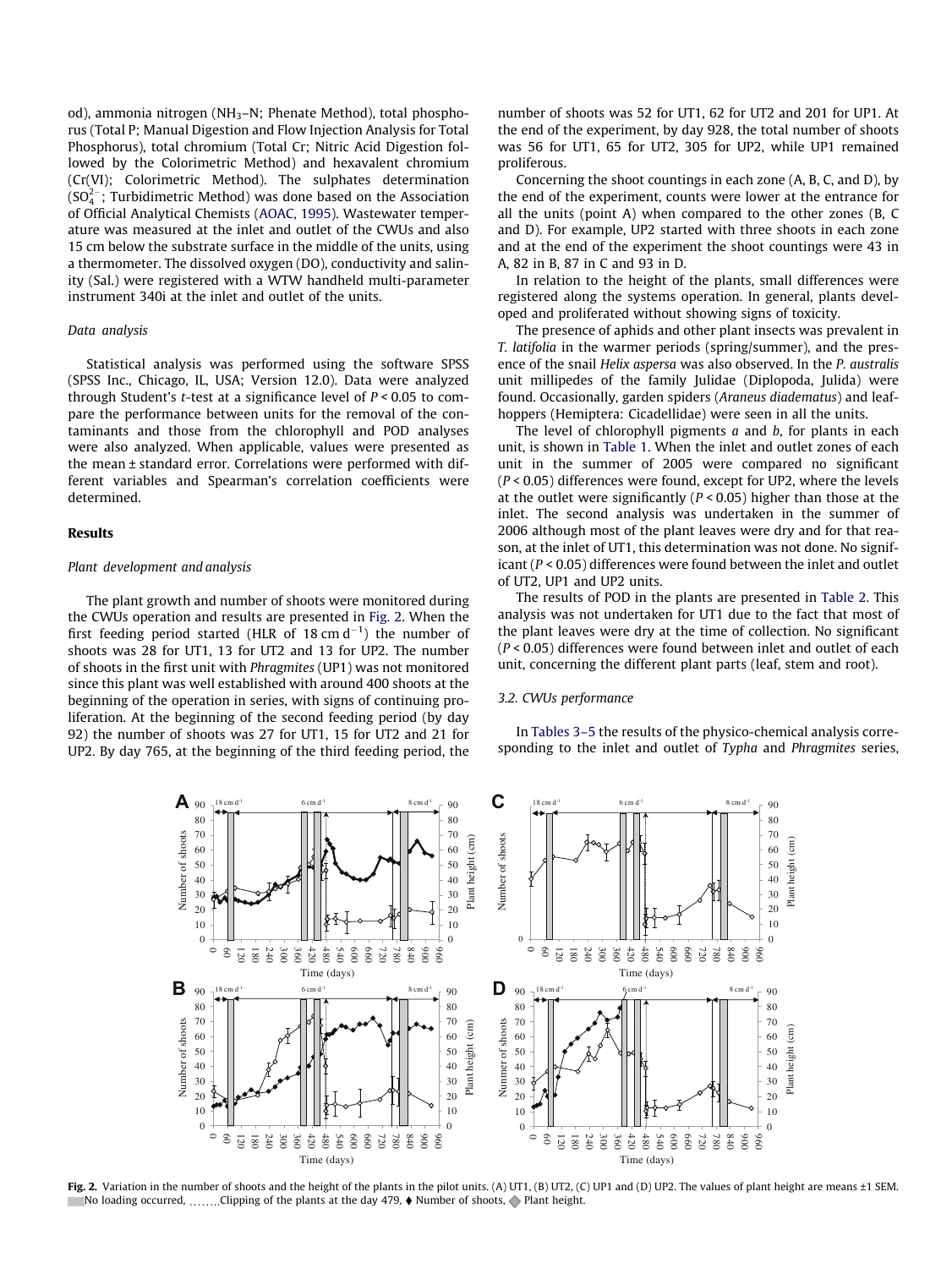od), ammonia nitrogen ($NH_3$–N; Phenate Method), total phosphorus (Total P; Manual Digestion and Flow Injection Analysis for Total Phosphorus), total chromium (Total Cr; Nitric Acid Digestion followed by the Colorimetric Method) and hexavalent chromium (Cr(VI); Colorimetric Method). The sulphates determination ($SO_4^{2-}$; Turbidimetric Method) was done based on the Association of Official Analytical Chemists (AOAC, 1995). Wastewater temperature was measured at the inlet and outlet of the CWUs and also 15 cm below the substrate surface in the middle of the units, using a thermometer. The dissolved oxygen (DO), conductivity and salinity (Sal.) were registered with a WTW handheld multi-parameter instrument 340i at the inlet and outlet of the units.

### Data analysis

Statistical analysis was performed using the software SPSS (SPSS Inc., Chicago, IL, USA; Version 12.0). Data were analyzed through Student's *t*-test at a significance level of $P < 0.05$ to compare the performance between units for the removal of the contaminants and those from the chlorophyll and POD analyses were also analyzed. When applicable, values were presented as the mean ± standard error. Correlations were performed with different variables and Spearman's correlation coefficients were determined.

## Results

### Plant development and analysis

The plant growth and number of shoots were monitored during the CWUs operation and results are presented in Fig. 2. When the first feeding period started (HLR of $18\ \mathrm{cm\,d^{-1}}$) the number of shoots was 28 for UT1, 13 for UT2 and 13 for UP2. The number of shoots in the first unit with *Phragmites* (UP1) was not monitored since this plant was well established with around 400 shoots at the beginning of the operation in series, with signs of continuing proliferation. At the beginning of the second feeding period (by day 92) the number of shoots was 27 for UT1, 15 for UT2 and 21 for UP2. By day 765, at the beginning of the third feeding period, the number of shoots was 52 for UT1, 62 for UT2 and 201 for UP1. At the end of the experiment, by day 928, the total number of shoots was 56 for UT1, 65 for UT2, 305 for UP2, while UP1 remained proliferous.

Concerning the shoot countings in each zone (A, B, C, and D), by the end of the experiment, counts were lower at the entrance for all the units (point A) when compared to the other zones (B, C and D). For example, UP2 started with three shoots in each zone and at the end of the experiment the shoot countings were 43 in A, 82 in B, 87 in C and 93 in D.

In relation to the height of the plants, small differences were registered along the systems operation. In general, plants developed and proliferated without showing signs of toxicity.

The presence of aphids and other plant insects was prevalent in *T. latifolia* in the warmer periods (spring/summer), and the presence of the snail *Helix aspersa* was also observed. In the *P. australis* unit millipedes of the family Julidae (Diplopoda, Julida) were found. Occasionally, garden spiders (*Araneus diadematus*) and leafhoppers (Hemiptera: Cicadellidae) were seen in all the units.

The level of chlorophyll pigments *a* and *b*, for plants in each unit, is shown in Table 1. When the inlet and outlet zones of each unit in the summer of 2005 were compared no significant ($P < 0.05$) differences were found, except for UP2, where the levels at the outlet were significantly ($P < 0.05$) higher than those at the inlet. The second analysis was undertaken in the summer of 2006 although most of the plant leaves were dry and for that reason, at the inlet of UT1, this determination was not done. No significant ($P < 0.05$) differences were found between the inlet and outlet of UT2, UP1 and UP2 units.

The results of POD in the plants are presented in Table 2. This analysis was not undertaken for UT1 due to the fact that most of the plant leaves were dry at the time of collection. No significant ($P < 0.05$) differences were found between inlet and outlet of each unit, concerning the different plant parts (leaf, stem and root).

### 3.2. CWUs performance

In Tables 3–5 the results of the physico-chemical analysis corresponding to the inlet and outlet of *Typha* and *Phragmites* series,

**Fig. 2.** Variation in the number of shoots and the height of the plants in the pilot units. (A) UT1, (B) UT2, (C) UP1 and (D) UP2. The values of plant height are means ±1 SEM. No loading occurred, ........Clipping of the plants at the day 479, ♦ Number of shoots, ◇ Plant height.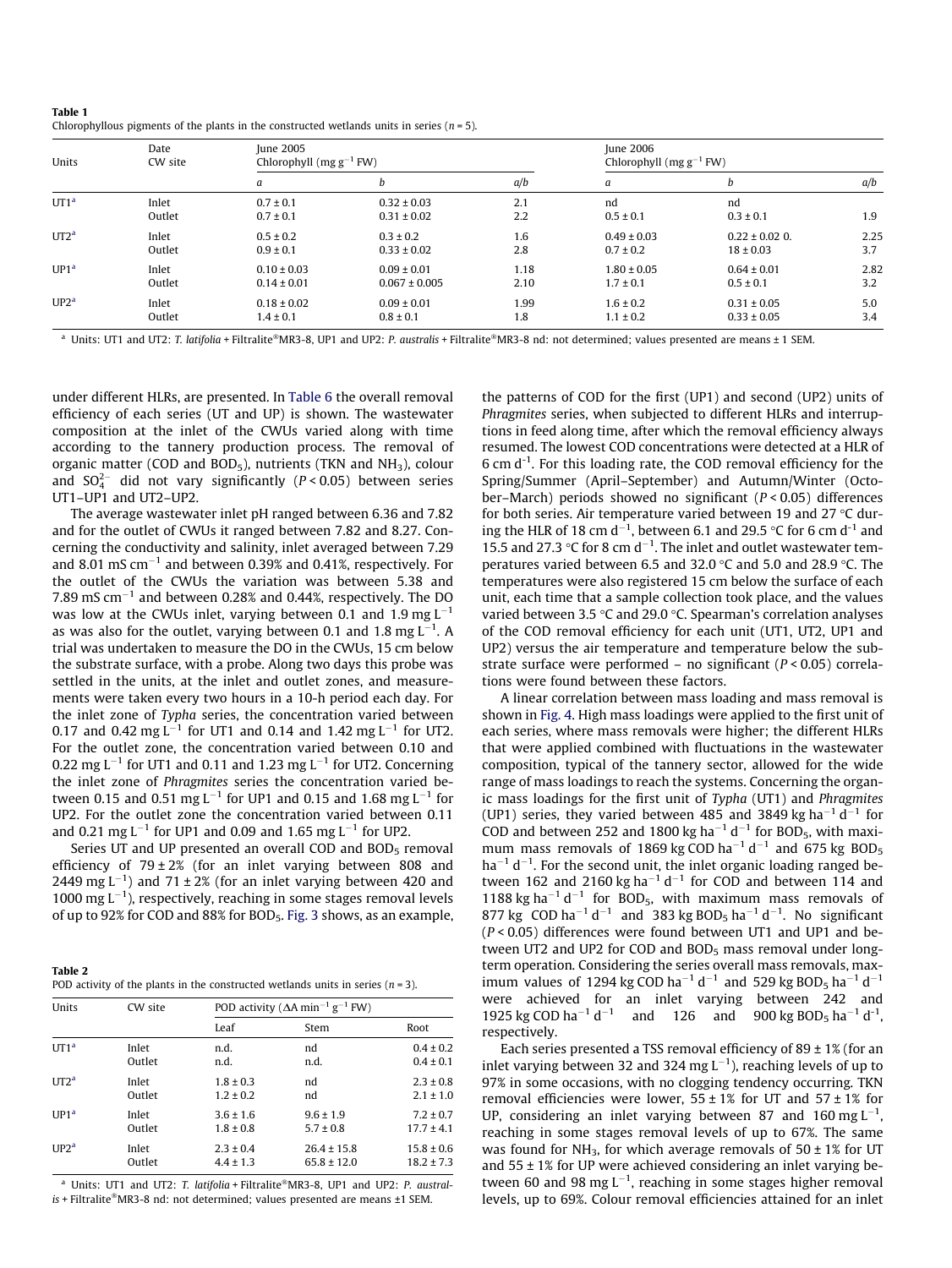**Table 1**
Chlorophyllous pigments of the plants in the constructed wetlands units in series ($n = 5$).

| Units | Date CW site | June 2005 Chlorophyll (mg $g^{-1}$ FW) | | | June 2006 Chlorophyll (mg $g^{-1}$ FW) | | |
|---|---|---|---|---|---|---|---|
| | | *a* | *b* | *a/b* | *a* | *b* | *a/b* |
| UT1[a] | Inlet | 0.7 ± 0.1 | 0.32 ± 0.03 | 2.1 | nd | nd | |
| | Outlet | 0.7 ± 0.1 | 0.31 ± 0.02 | 2.2 | 0.5 ± 0.1 | 0.3 ± 0.1 | 1.9 |
| UT2[a] | Inlet | 0.5 ± 0.2 | 0.3 ± 0.2 | 1.6 | 0.49 ± 0.03 | 0.22 ± 0.02 0. | 2.25 |
| | Outlet | 0.9 ± 0.1 | 0.33 ± 0.02 | 2.8 | 0.7 ± 0.2 | 18 ± 0.03 | 3.7 |
| UP1[a] | Inlet | 0.10 ± 0.03 | 0.09 ± 0.01 | 1.18 | 1.80 ± 0.05 | 0.64 ± 0.01 | 2.82 |
| | Outlet | 0.14 ± 0.01 | 0.067 ± 0.005 | 2.10 | 1.7 ± 0.1 | 0.5 ± 0.1 | 3.2 |
| UP2[a] | Inlet | 0.18 ± 0.02 | 0.09 ± 0.01 | 1.99 | 1.6 ± 0.2 | 0.31 ± 0.05 | 5.0 |
| | Outlet | 1.4 ± 0.1 | 0.8 ± 0.1 | 1.8 | 1.1 ± 0.2 | 0.33 ± 0.05 | 3.4 |

[a] Units: UT1 and UT2: *T. latifolia* + Filtralite®MR3-8, UP1 and UP2: *P. australis* + Filtralite®MR3-8 nd: not determined; values presented are means ± 1 SEM.

under different HLRs, are presented. In Table 6 the overall removal efficiency of each series (UT and UP) is shown. The wastewater composition at the inlet of the CWUs varied along with time according to the tannery production process. The removal of organic matter (COD and $BOD_5$), nutrients (TKN and $NH_3$), colour and $SO_4^{2-}$ did not vary significantly ($P < 0.05$) between series UT1–UP1 and UT2–UP2.

The average wastewater inlet pH ranged between 6.36 and 7.82 and for the outlet of CWUs it ranged between 7.82 and 8.27. Concerning the conductivity and salinity, inlet averaged between 7.29 and 8.01 mS $cm^{-1}$ and between 0.39% and 0.41%, respectively. For the outlet of the CWUs the variation was between 5.38 and 7.89 mS $cm^{-1}$ and between 0.28% and 0.44%, respectively. The DO was low at the CWUs inlet, varying between 0.1 and 1.9 mg $L^{-1}$ as was also for the outlet, varying between 0.1 and 1.8 mg $L^{-1}$. A trial was undertaken to measure the DO in the CWUs, 15 cm below the substrate surface, with a probe. Along two days this probe was settled in the units, at the inlet and outlet zones, and measurements were taken every two hours in a 10-h period each day. For the inlet zone of *Typha* series, the concentration varied between 0.17 and 0.42 mg $L^{-1}$ for UT1 and 0.14 and 1.42 mg $L^{-1}$ for UT2. For the outlet zone, the concentration varied between 0.10 and 0.22 mg $L^{-1}$ for UT1 and 0.11 and 1.23 mg $L^{-1}$ for UT2. Concerning the inlet zone of *Phragmites* series the concentration varied between 0.15 and 0.51 mg $L^{-1}$ for UP1 and 0.15 and 1.68 mg $L^{-1}$ for UP2. For the outlet zone the concentration varied between 0.11 and 0.21 mg $L^{-1}$ for UP1 and 0.09 and 1.65 mg $L^{-1}$ for UP2.

Series UT and UP presented an overall COD and $BOD_5$ removal efficiency of 79 ± 2% (for an inlet varying between 808 and 2449 mg $L^{-1}$) and 71 ± 2% (for an inlet varying between 420 and 1000 mg $L^{-1}$), respectively, reaching in some stages removal levels of up to 92% for COD and 88% for $BOD_5$. Fig. 3 shows, as an example, the patterns of COD for the first (UP1) and second (UP2) units of *Phragmites* series, when subjected to different HLRs and interruptions in feed along time, after which the removal efficiency always resumed. The lowest COD concentrations were detected at a HLR of 6 cm $d^{-1}$. For this loading rate, the COD removal efficiency for the Spring/Summer (April–September) and Autumn/Winter (October–March) periods showed no significant ($P < 0.05$) differences for both series. Air temperature varied between 19 and 27 °C during the HLR of 18 cm $d^{-1}$, between 6.1 and 29.5 °C for 6 cm $d^{-1}$ and 15.5 and 27.3 °C for 8 cm $d^{-1}$. The inlet and outlet wastewater temperatures varied between 6.5 and 32.0 °C and 5.0 and 28.9 °C. The temperatures were also registered 15 cm below the surface of each unit, each time that a sample collection took place, and the values varied between 3.5 °C and 29.0 °C. Spearman's correlation analyses of the COD removal efficiency for each unit (UT1, UT2, UP1 and UP2) versus the air temperature and temperature below the substrate surface were performed – no significant ($P < 0.05$) correlations were found between these factors.

A linear correlation between mass loading and mass removal is shown in Fig. 4. High mass loadings were applied to the first unit of each series, where mass removals were higher; the different HLRs that were applied combined with fluctuations in the wastewater composition, typical of the tannery sector, allowed for the wide range of mass loadings to reach the systems. Concerning the organic mass loadings for the first unit of *Typha* (UT1) and *Phragmites* (UP1) series, they varied between 485 and 3849 kg $ha^{-1}$ $d^{-1}$ for COD and between 252 and 1800 kg $ha^{-1}$ $d^{-1}$ for $BOD_5$, with maximum mass removals of 1869 kg COD $ha^{-1}$ $d^{-1}$ and 675 kg $BOD_5$ $ha^{-1}$ $d^{-1}$. For the second unit, the inlet organic loading ranged between 162 and 2160 kg $ha^{-1}$ $d^{-1}$ for COD and between 114 and 1188 kg $ha^{-1}$ $d^{-1}$ for $BOD_5$, with maximum mass removals of 877 kg COD $ha^{-1}$ $d^{-1}$ and 383 kg $BOD_5$ $ha^{-1}$ $d^{-1}$. No significant ($P < 0.05$) differences were found between UT1 and UP1 and between UT2 and UP2 for COD and $BOD_5$ mass removal under long-term operation. Considering the series overall mass removals, maximum values of 1294 kg COD $ha^{-1}$ $d^{-1}$ and 529 kg $BOD_5$ $ha^{-1}$ $d^{-1}$ were achieved for an inlet varying between 242 and 1925 kg COD $ha^{-1}$ $d^{-1}$ and 126 and 900 kg $BOD_5$ $ha^{-1}$ $d^{-1}$, respectively.

Each series presented a TSS removal efficiency of 89 ± 1% (for an inlet varying between 32 and 324 mg $L^{-1}$), reaching levels of up to 97% in some occasions, with no clogging tendency occurring. TKN removal efficiencies were lower, 55 ± 1% for UT and 57 ± 1% for UP, considering an inlet varying between 87 and 160 mg $L^{-1}$, reaching in some stages removal levels of up to 67%. The same was found for $NH_3$, for which average removals of 50 ± 1% for UT and 55 ± 1% for UP were achieved considering an inlet varying between 60 and 98 mg $L^{-1}$, reaching in some stages higher removal levels, up to 69%. Colour removal efficiencies attained for an inlet

**Table 2**
POD activity of the plants in the constructed wetlands units in series ($n = 3$).

| Units | CW site | POD activity ($\Delta$A $min^{-1}$ $g^{-1}$ FW) | | |
|---|---|---|---|---|
| | | Leaf | Stem | Root |
| UT1[a] | Inlet | n.d. | nd | 0.4 ± 0.2 |
| | Outlet | n.d. | n.d. | 0.4 ± 0.1 |
| UT2[a] | Inlet | 1.8 ± 0.3 | nd | 2.3 ± 0.8 |
| | Outlet | 1.2 ± 0.2 | nd | 2.1 ± 1.0 |
| UP1[a] | Inlet | 3.6 ± 1.6 | 9.6 ± 1.9 | 7.2 ± 0.7 |
| | Outlet | 1.8 ± 0.8 | 5.7 ± 0.8 | 17.7 ± 4.1 |
| UP2[a] | Inlet | 2.3 ± 0.4 | 26.4 ± 15.8 | 15.8 ± 0.6 |
| | Outlet | 4.4 ± 1.3 | 65.8 ± 12.0 | 18.2 ± 7.3 |

[a] Units: UT1 and UT2: *T. latifolia* + Filtralite®MR3-8, UP1 and UP2: *P. australis* + Filtralite®MR3-8 nd: not determined; values presented are means ±1 SEM.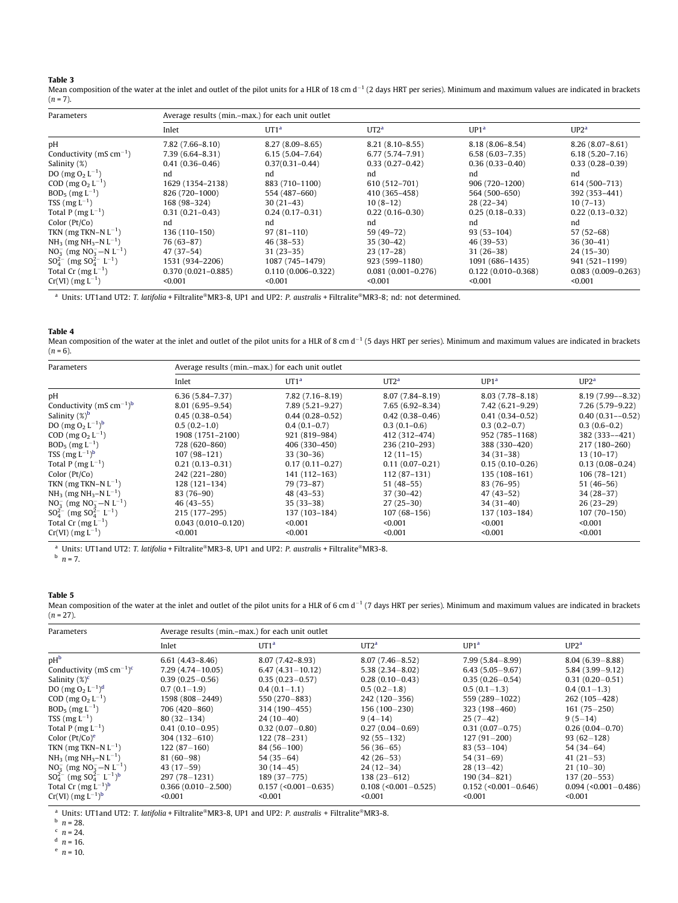**Table 3**
Mean composition of the water at the inlet and outlet of the pilot units for a HLR of 18 cm $d^{-1}$ (2 days HRT per series). Minimum and maximum values are indicated in brackets ($n$ = 7).

| Parameters | Average results (min.–max.) for each unit outlet | | | | |
|---|---|---|---|---|---|
| | Inlet | UT1[a] | UT2[a] | UP1[a] | UP2[a] |
| pH | 7.82 (7.66–8.10) | 8.27 (8.09–8.65) | 8.21 (8.10–8.55) | 8.18 (8.06–8.54) | 8.26 (8.07–8.61) |
| Conductivity (mS $cm^{-1}$) | 7.39 (6.64–8.31) | 6.15 (5.04–7.64) | 6.77 (5.74–7.91) | 6.58 (6.03–7.35) | 6.18 (5.20–7.16) |
| Salinity (%) | 0.41 (0.36–0.46) | 0.37(0.31–0.44) | 0.33 (0.27–0.42) | 0.36 (0.33–0.40) | 0.33 (0.28–0.39) |
| DO (mg $O_2$ $L^{-1}$) | nd | nd | nd | nd | nd |
| COD (mg $O_2$ $L^{-1}$) | 1629 (1354–2138) | 883 (710–1100) | 610 (512–701) | 906 (720–1200) | 614 (500–713) |
| $BOD_5$ (mg $L^{-1}$) | 826 (720–1000) | 554 (487–660) | 410 (365–458) | 564 (500–650) | 392 (353–441) |
| TSS (mg $L^{-1}$) | 168 (98–324) | 30 (21–43) | 10 (8–12) | 28 (22–34) | 10 (7–13) |
| Total P (mg $L^{-1}$) | 0.31 (0.21–0.43) | 0.24 (0.17–0.31) | 0.22 (0.16–0.30) | 0.25 (0.18–0.33) | 0.22 (0.13–0.32) |
| Color (Pt/Co) | nd | nd | nd | nd | nd |
| TKN (mg TKN–N $L^{-1}$) | 136 (110–150) | 97 (81–110) | 59 (49–72) | 93 (53–104) | 57 (52–68) |
| $NH_3$ (mg $NH_3$–N $L^{-1}$) | 76 (63–87) | 46 (38–53) | 35 (30–42) | 46 (39–53) | 36 (30–41) |
| $NO_3^-$ (mg $NO_3^-$–N $L^{-1}$) | 47 (37–54) | 31 (23–35) | 23 (17–28) | 31 (26–38) | 24 (15–30) |
| $SO_4^{2-}$ (mg $SO_4^{2-}$ $L^{-1}$) | 1531 (934–2206) | 1087 (745–1479) | 923 (599–1180) | 1091 (686–1435) | 941 (521–1199) |
| Total Cr (mg $L^{-1}$) | 0.370 (0.021–0.885) | 0.110 (0.006–0.322) | 0.081 (0.001–0.276) | 0.122 (0.010–0.368) | 0.083 (0.009–0.263) |
| Cr(VI) (mg $L^{-1}$) | <0.001 | <0.001 | <0.001 | <0.001 | <0.001 |

[a] Units: UT1and UT2: *T. latifolia* + Filtralite®MR3-8, UP1 and UP2: *P. australis* + Filtralite®MR3-8; nd: not determined.

**Table 4**
Mean composition of the water at the inlet and outlet of the pilot units for a HLR of 8 cm $d^{-1}$ (5 days HRT per series). Minimum and maximum values are indicated in brackets ($n$ = 6).

| Parameters | Average results (min.–max.) for each unit outlet | | | | |
|---|---|---|---|---|---|
| | Inlet | UT1[a] | UT2[a] | UP1[a] | UP2[a] |
| pH | 6.36 (5.84–7.37) | 7.82 (7.16–8.19) | 8.07 (7.84–8.19) | 8.03 (7.78–8.18) | 8.19 (7.99––8.32) |
| Conductivity (mS $cm^{-1}$)[b] | 8.01 (6.95–9.54) | 7.89 (5.21–9.27) | 7.65 (6.92–8.34) | 7.42 (6.21–9.29) | 7.26 (5.79–9.22) |
| Salinity (%)[b] | 0.45 (0.38–0.54) | 0.44 (0.28–0.52) | 0.42 (0.38–0.46) | 0.41 (0.34–0.52) | 0.40 (0.31––0.52) |
| DO (mg $O_2$ $L^{-1}$)[b] | 0.5 (0.2–1.0) | 0.4 (0.1–0.7) | 0.3 (0.1–0.6) | 0.3 (0.2–0.7) | 0.3 (0.6–0.2) |
| COD (mg $O_2$ $L^{-1}$) | 1908 (1751–2100) | 921 (819–984) | 412 (312–474) | 952 (785–1168) | 382 (333––421) |
| $BOD_5$ (mg $L^{-1}$) | 728 (620–860) | 406 (330–450) | 236 (210–293) | 388 (330–420) | 217 (180–260) |
| TSS (mg $L^{-1}$)[b] | 107 (98–121) | 33 (30–36) | 12 (11–15) | 34 (31–38) | 13 (10–17) |
| Total P (mg $L^{-1}$) | 0.21 (0.13–0.31) | 0.17 (0.11–0.27) | 0.11 (0.07–0.21) | 0.15 (0.10–0.26) | 0.13 (0.08–0.24) |
| Color (Pt/Co) | 242 (221–280) | 141 (112–163) | 112 (87–131) | 135 (108–161) | 106 (78–121) |
| TKN (mg TKN–N $L^{-1}$) | 128 (121–134) | 79 (73–87) | 51 (48–55) | 83 (76–95) | 51 (46–56) |
| $NH_3$ (mg $NH_3$–N $L^{-1}$) | 83 (76–90) | 48 (43–53) | 37 (30–42) | 47 (43–52) | 34 (28–37) |
| $NO_3^-$ (mg $NO_3^-$–N $L^{-1}$) | 46 (43–55) | 35 (33–38) | 27 (25–30) | 34 (31–40) | 26 (23–29) |
| $SO_4^{2-}$ (mg $SO_4^{2-}$ $L^{-1}$) | 215 (177–295) | 137 (103–184) | 107 (68–156) | 137 (103–184) | 107 (70–150) |
| Total Cr (mg $L^{-1}$) | 0.043 (0.010–0.120) | <0.001 | <0.001 | <0.001 | <0.001 |
| Cr(VI) (mg $L^{-1}$) | <0.001 | <0.001 | <0.001 | <0.001 | <0.001 |

[a] Units: UT1and UT2: *T. latifolia* + Filtralite®MR3-8, UP1 and UP2: *P. australis* + Filtralite®MR3-8.
[b] $n$ = 7.

**Table 5**
Mean composition of the water at the inlet and outlet of the pilot units for a HLR of 6 cm $d^{-1}$ (7 days HRT per series). Minimum and maximum values are indicated in brackets ($n$ = 27).

| Parameters | Average results (min.–max.) for each unit outlet | | | | |
|---|---|---|---|---|---|
| | Inlet | UT1[a] | UT2[a] | UP1[a] | UP2[a] |
| pH[b] | 6.61 (4.43–8.46) | 8.07 (7.42–8.93) | 8.07 (7.46–8.52) | 7.99 (5.84–8.99) | 8.04 (6.39–8.88) |
| Conductivity (mS $cm^{-1}$)[c] | 7.29 (4.74–10.05) | 6.47 (4.31–10.12) | 5.38 (2.34–8.02) | 6.43 (5.05–9.67) | 5.84 (3.99–9.12) |
| Salinity (%)[c] | 0.39 (0.25–0.56) | 0.35 (0.23–0.57) | 0.28 (0.10–0.43) | 0.35 (0.26–0.54) | 0.31 (0.20–0.51) |
| DO (mg $O_2$ $L^{-1}$)[d] | 0.7 (0.1–1.9) | 0.4 (0.1–1.1) | 0.5 (0.2–1.8) | 0.5 (0.1–1.3) | 0.4 (0.1–1.3) |
| COD (mg $O_2$ $L^{-1}$) | 1598 (808–2449) | 550 (270–883) | 242 (120–356) | 559 (289–1022) | 262 (105–428) |
| $BOD_5$ (mg $L^{-1}$) | 706 (420–860) | 314 (190–455) | 156 (100–230) | 323 (198–460) | 161 (75–250) |
| TSS (mg $L^{-1}$) | 80 (32–134) | 24 (10–40) | 9 (4–14) | 25 (7–42) | 9 (5–14) |
| Total P (mg $L^{-1}$) | 0.41 (0.10–0.95) | 0.32 (0.07–0.80) | 0.27 (0.04–0.69) | 0.31 (0.07–0.75) | 0.26 (0.04–0.70) |
| Color (Pt/Co)[e] | 304 (132–610) | 122 (78–231) | 92 (55–132) | 127 (91–200) | 93 (62–128) |
| TKN (mg TKN–N $L^{-1}$) | 122 (87–160) | 84 (56–100) | 56 (36–65) | 83 (53–104) | 54 (34–64) |
| $NH_3$ (mg $NH_3$–N $L^{-1}$) | 81 (60–98) | 54 (35–64) | 42 (26–53) | 54 (31–69) | 41 (21–53) |
| $NO_3^-$ (mg $NO_3^-$–N $L^{-1}$) | 43 (17–59) | 30 (14–45) | 24 (12–34) | 28 (13–42) | 21 (10–30) |
| $SO_4^{2-}$ (mg $SO_4^{2-}$ $L^{-1}$)[b] | 297 (78–1231) | 189 (37–775) | 138 (23–612) | 190 (34–821) | 137 (20–553) |
| Total Cr (mg $L^{-1}$)[b] | 0.366 (0.010–2.500) | 0.157 (<0.001–0.635) | 0.108 (<0.001–0.525) | 0.152 (<0.001–0.646) | 0.094 (<0.001–0.486) |
| Cr(VI) (mg $L^{-1}$)[b] | <0.001 | <0.001 | <0.001 | <0.001 | <0.001 |

[a] Units: UT1and UT2: *T. latifolia* + Filtralite®MR3-8, UP1 and UP2: *P. australis* + Filtralite®MR3-8.
[b] $n$ = 28.
[c] $n$ = 24.
[d] $n$ = 16.
[e] $n$ = 10.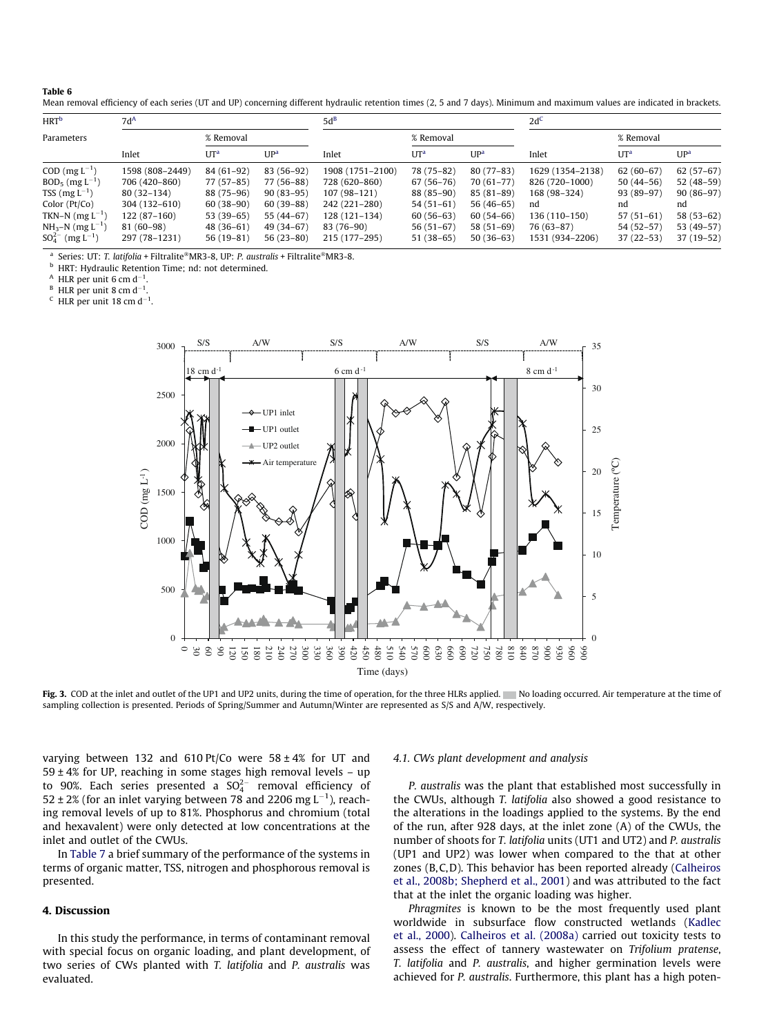**Table 6**
Mean removal efficiency of each series (UT and UP) concerning different hydraulic retention times (2, 5 and 7 days). Minimum and maximum values are indicated in brackets.

| HRT[b] | 7d[A] | | | 5d[B] | | | 2d[C] | | |
|---|---|---|---|---|---|---|---|---|---|
| Parameters | | % Removal | | | % Removal | | | % Removal | |
| | Inlet | UT[a] | UP[a] | Inlet | UT[a] | UP[a] | Inlet | UT[a] | UP[a] |
| COD (mg $L^{-1}$) | 1598 (808–2449) | 84 (61–92) | 83 (56–92) | 1908 (1751–2100) | 78 (75–82) | 80 (77–83) | 1629 (1354–2138) | 62 (60–67) | 62 (57–67) |
| $BOD_5$ (mg $L^{-1}$) | 706 (420–860) | 77 (57–85) | 77 (56–88) | 728 (620–860) | 67 (56–76) | 70 (61–77) | 826 (720–1000) | 50 (44–56) | 52 (48–59) |
| TSS (mg $L^{-1}$) | 80 (32–134) | 88 (75–96) | 90 (83–95) | 107 (98–121) | 88 (85–90) | 85 (81–89) | 168 (98–324) | 93 (89–97) | 90 (86–97) |
| Color (Pt/Co) | 304 (132–610) | 60 (38–90) | 60 (39–88) | 242 (221–280) | 54 (51–61) | 56 (46–65) | nd | nd | nd |
| TKN–N (mg $L^{-1}$) | 122 (87–160) | 53 (39–65) | 55 (44–67) | 128 (121–134) | 60 (56–63) | 60 (54–66) | 136 (110–150) | 57 (51–61) | 58 (53–62) |
| $NH_3$–N (mg $L^{-1}$) | 81 (60–98) | 48 (36–61) | 49 (34–67) | 83 (76–90) | 56 (51–67) | 58 (51–69) | 76 (63–87) | 54 (52–57) | 53 (49–57) |
| $SO_4^{2-}$ (mg $L^{-1}$) | 297 (78–1231) | 56 (19–81) | 56 (23–80) | 215 (177–295) | 51 (38–65) | 50 (36–63) | 1531 (934–2206) | 37 (22–53) | 37 (19–52) |

[a] Series: UT: *T. latifolia* + Filtralite®MR3-8, UP: *P. australis* + Filtralite®MR3-8.
[b] HRT: Hydraulic Retention Time; nd: not determined.
[A] HLR per unit 6 cm $d^{-1}$.
[B] HLR per unit 8 cm $d^{-1}$.
[C] HLR per unit 18 cm $d^{-1}$.

**Fig. 3.** COD at the inlet and outlet of the UP1 and UP2 units, during the time of operation, for the three HLRs applied. ▒ No loading occurred. Air temperature at the time of sampling collection is presented. Periods of Spring/Summer and Autumn/Winter are represented as S/S and A/W, respectively.

varying between 132 and 610 Pt/Co were 58 ± 4% for UT and 59 ± 4% for UP, reaching in some stages high removal levels – up to 90%. Each series presented a $SO_4^{2-}$ removal efficiency of 52 ± 2% (for an inlet varying between 78 and 2206 mg $L^{-1}$), reaching removal levels of up to 81%. Phosphorus and chromium (total and hexavalent) were only detected at low concentrations at the inlet and outlet of the CWUs.

In Table 7 a brief summary of the performance of the systems in terms of organic matter, TSS, nitrogen and phosphorous removal is presented.

## 4. Discussion

In this study the performance, in terms of contaminant removal with special focus on organic loading, and plant development, of two series of CWs planted with *T. latifolia* and *P. australis* was evaluated.

### 4.1. CWs plant development and analysis

*P. australis* was the plant that established most successfully in the CWUs, although *T. latifolia* also showed a good resistance to the alterations in the loadings applied to the systems. By the end of the run, after 928 days, at the inlet zone (A) of the CWUs, the number of shoots for *T. latifolia* units (UT1 and UT2) and *P. australis* (UP1 and UP2) was lower when compared to the that at other zones (B,C,D). This behavior has been reported already (Calheiros et al., 2008b; Shepherd et al., 2001) and was attributed to the fact that at the inlet the organic loading was higher.

*Phragmites* is known to be the most frequently used plant worldwide in subsurface flow constructed wetlands (Kadlec et al., 2000). Calheiros et al. (2008a) carried out toxicity tests to assess the effect of tannery wastewater on *Trifolium pratense*, *T. latifolia* and *P. australis*, and higher germination levels were achieved for *P. australis*. Furthermore, this plant has a high poten-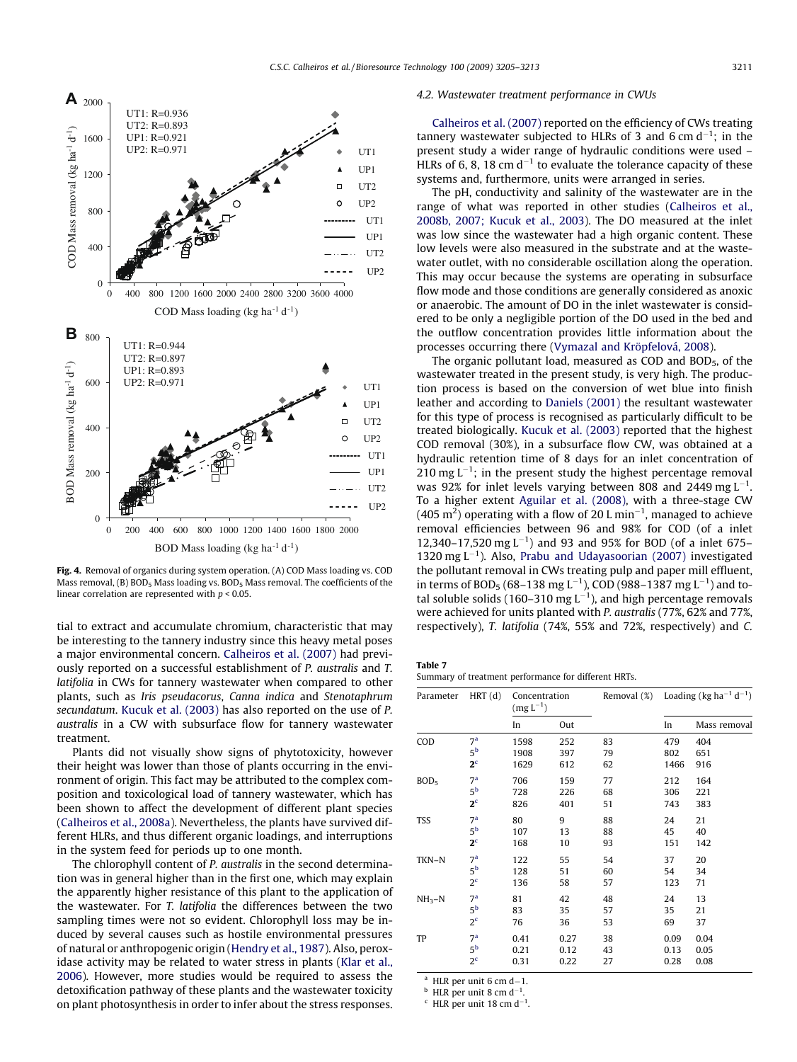Fig. 4. Removal of organics during system operation. (A) COD Mass loading vs. COD Mass removal, (B) $BOD_5$ Mass loading vs. $BOD_5$ Mass removal. The coefficients of the linear correlation are represented with $p < 0.05$.

tial to extract and accumulate chromium, characteristic that may be interesting to the tannery industry since this heavy metal poses a major environmental concern. Calheiros et al. (2007) had previously reported on a successful establishment of *P. australis* and *T. latifolia* in CWs for tannery wastewater when compared to other plants, such as *Iris pseudacorus*, *Canna indica* and *Stenotaphrum secundatum*. Kucuk et al. (2003) has also reported on the use of *P. australis* in a CW with subsurface flow for tannery wastewater treatment.

Plants did not visually show signs of phytotoxicity, however their height was lower than those of plants occurring in the environment of origin. This fact may be attributed to the complex composition and toxicological load of tannery wastewater, which has been shown to affect the development of different plant species (Calheiros et al., 2008a). Nevertheless, the plants have survived different HLRs, and thus different organic loadings, and interruptions in the system feed for periods up to one month.

The chlorophyll content of *P. australis* in the second determination was in general higher than in the first one, which may explain the apparently higher resistance of this plant to the application of the wastewater. For *T. latifolia* the differences between the two sampling times were not so evident. Chlorophyll loss may be induced by several causes such as hostile environmental pressures of natural or anthropogenic origin (Hendry et al., 1987). Also, peroxidase activity may be related to water stress in plants (Klar et al., 2006). However, more studies would be required to assess the detoxification pathway of these plants and the wastewater toxicity on plant photosynthesis in order to infer about the stress responses.

### 4.2. Wastewater treatment performance in CWUs

Calheiros et al. (2007) reported on the efficiency of CWs treating tannery wastewater subjected to HLRs of 3 and 6 cm $d^{-1}$; in the present study a wider range of hydraulic conditions were used – HLRs of 6, 8, 18 cm $d^{-1}$ to evaluate the tolerance capacity of these systems and, furthermore, units were arranged in series.

The pH, conductivity and salinity of the wastewater are in the range of what was reported in other studies (Calheiros et al., 2008b, 2007; Kucuk et al., 2003). The DO measured at the inlet was low since the wastewater had a high organic content. These low levels were also measured in the substrate and at the wastewater outlet, with no considerable oscillation along the operation. This may occur because the systems are operating in subsurface flow mode and those conditions are generally considered as anoxic or anaerobic. The amount of DO in the inlet wastewater is considered to be only a negligible portion of the DO used in the bed and the outflow concentration provides little information about the processes occurring there (Vymazal and Kröpfelová, 2008).

The organic pollutant load, measured as COD and $BOD_5$, of the wastewater treated in the present study, is very high. The production process is based on the conversion of wet blue into finish leather and according to Daniels (2001) the resultant wastewater for this type of process is recognised as particularly difficult to be treated biologically. Kucuk et al. (2003) reported that the highest COD removal (30%), in a subsurface flow CW, was obtained at a hydraulic retention time of 8 days for an inlet concentration of 210 mg $L^{-1}$; in the present study the highest percentage removal was 92% for inlet levels varying between 808 and 2449 mg $L^{-1}$. To a higher extent Aguilar et al. (2008), with a three-stage CW (405 $m^2$) operating with a flow of 20 L $min^{-1}$, managed to achieve removal efficiencies between 96 and 98% for COD (of a inlet 12,340–17,520 mg $L^{-1}$) and 93 and 95% for BOD (of a inlet 675–1320 mg $L^{-1}$). Also, Prabu and Udayasoorian (2007) investigated the pollutant removal in CWs treating pulp and paper mill effluent, in terms of $BOD_5$ (68–138 mg $L^{-1}$), COD (988–1387 mg $L^{-1}$) and total soluble solids (160–310 mg $L^{-1}$), and high percentage removals were achieved for units planted with *P. australis* (77%, 62% and 77%, respectively), *T. latifolia* (74%, 55% and 72%, respectively) and *C.*

**Table 7**
Summary of treatment performance for different HRTs.

| Parameter | HRT (d) | Concentration (mg $L^{-1}$) | | Removal (%) | Loading (kg $ha^{-1}$ $d^{-1}$) | |
|---|---|---|---|---|---|---|
| | | In | Out | | In | Mass removal |
| COD | 7[a] | 1598 | 252 | 83 | 479 | 404 |
| | 5[b] | 1908 | 397 | 79 | 802 | 651 |
| | 2[c] | 1629 | 612 | 62 | 1466 | 916 |
| $BOD_5$ | 7[a] | 706 | 159 | 77 | 212 | 164 |
| | 5[b] | 728 | 226 | 68 | 306 | 221 |
| | 2[c] | 826 | 401 | 51 | 743 | 383 |
| TSS | 7[a] | 80 | 9 | 88 | 24 | 21 |
| | 5[b] | 107 | 13 | 88 | 45 | 40 |
| | 2[c] | 168 | 10 | 93 | 151 | 142 |
| TKN–N | 7[a] | 122 | 55 | 54 | 37 | 20 |
| | 5[b] | 128 | 51 | 60 | 54 | 34 |
| | 2[c] | 136 | 58 | 57 | 123 | 71 |
| $NH_3$–N | 7[a] | 81 | 42 | 48 | 24 | 13 |
| | 5[b] | 83 | 35 | 57 | 35 | 21 |
| | 2[c] | 76 | 36 | 53 | 69 | 37 |
| TP | 7[a] | 0.41 | 0.27 | 38 | 0.09 | 0.04 |
| | 5[b] | 0.21 | 0.12 | 43 | 0.13 | 0.05 |
| | 2[c] | 0.31 | 0.22 | 27 | 0.28 | 0.08 |

[a] HLR per unit 6 cm d−1.
[b] HLR per unit 8 cm $d^{-1}$.
[c] HLR per unit 18 cm $d^{-1}$.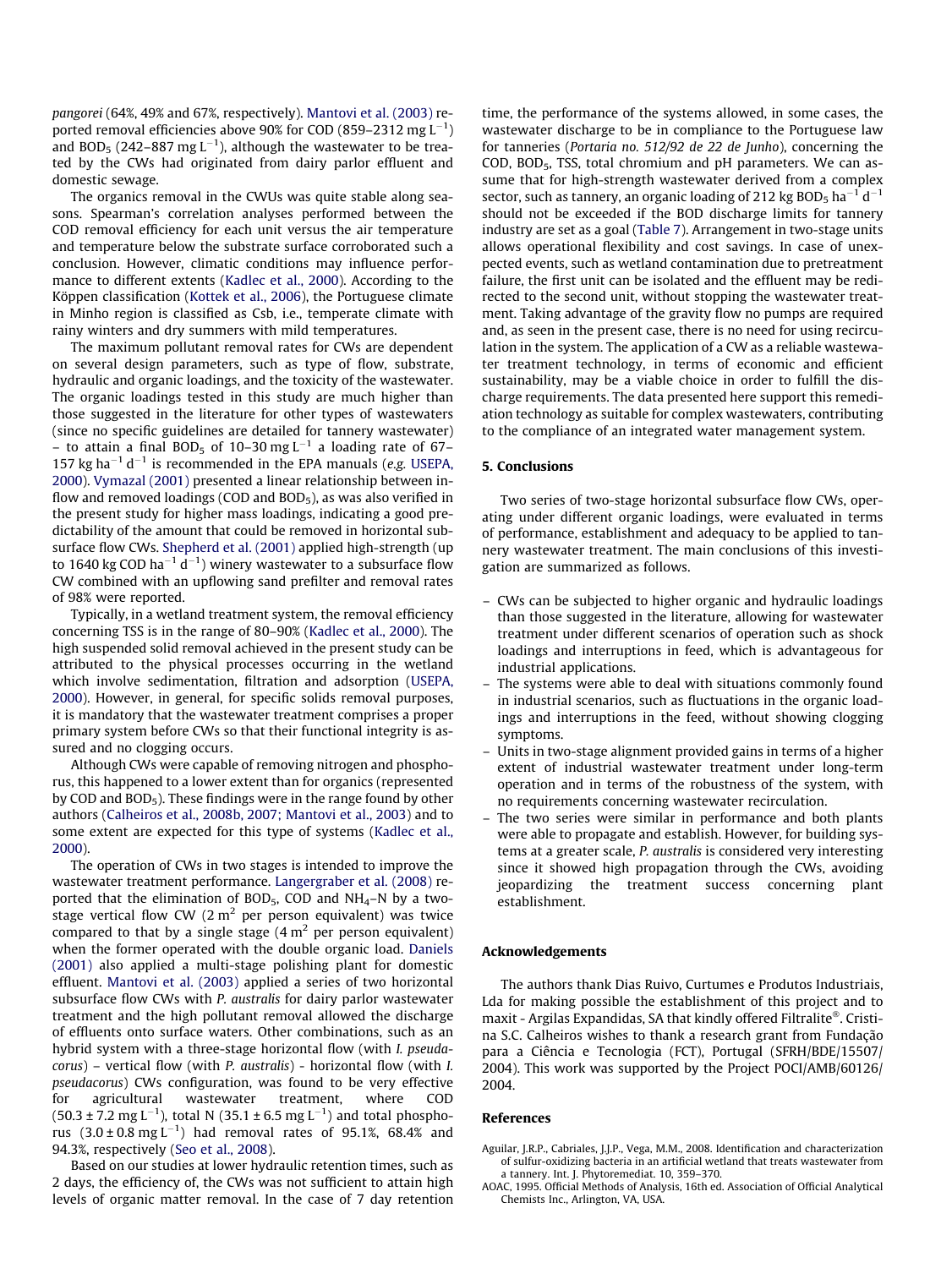*pangorei* (64%, 49% and 67%, respectively). Mantovi et al. (2003) reported removal efficiencies above 90% for COD (859–2312 mg $L^{-1}$) and $BOD_5$ (242–887 mg $L^{-1}$), although the wastewater to be treated by the CWs had originated from dairy parlor effluent and domestic sewage.

The organics removal in the CWUs was quite stable along seasons. Spearman's correlation analyses performed between the COD removal efficiency for each unit versus the air temperature and temperature below the substrate surface corroborated such a conclusion. However, climatic conditions may influence performance to different extents (Kadlec et al., 2000). According to the Köppen classification (Kottek et al., 2006), the Portuguese climate in Minho region is classified as Csb, i.e., temperate climate with rainy winters and dry summers with mild temperatures.

The maximum pollutant removal rates for CWs are dependent on several design parameters, such as type of flow, substrate, hydraulic and organic loadings, and the toxicity of the wastewater. The organic loadings tested in this study are much higher than those suggested in the literature for other types of wastewaters (since no specific guidelines are detailed for tannery wastewater) – to attain a final $BOD_5$ of 10–30 mg $L^{-1}$ a loading rate of 67–157 kg $ha^{-1}$ $d^{-1}$ is recommended in the EPA manuals (*e.g.* USEPA, 2000). Vymazal (2001) presented a linear relationship between inflow and removed loadings (COD and $BOD_5$), as was also verified in the present study for higher mass loadings, indicating a good predictability of the amount that could be removed in horizontal subsurface flow CWs. Shepherd et al. (2001) applied high-strength (up to 1640 kg COD $ha^{-1}$ $d^{-1}$) winery wastewater to a subsurface flow CW combined with an upflowing sand prefilter and removal rates of 98% were reported.

Typically, in a wetland treatment system, the removal efficiency concerning TSS is in the range of 80–90% (Kadlec et al., 2000). The high suspended solid removal achieved in the present study can be attributed to the physical processes occurring in the wetland which involve sedimentation, filtration and adsorption (USEPA, 2000). However, in general, for specific solids removal purposes, it is mandatory that the wastewater treatment comprises a proper primary system before CWs so that their functional integrity is assured and no clogging occurs.

Although CWs were capable of removing nitrogen and phosphorus, this happened to a lower extent than for organics (represented by COD and $BOD_5$). These findings were in the range found by other authors (Calheiros et al., 2008b, 2007; Mantovi et al., 2003) and to some extent are expected for this type of systems (Kadlec et al., 2000).

The operation of CWs in two stages is intended to improve the wastewater treatment performance. Langergraber et al. (2008) reported that the elimination of $BOD_5$, COD and $NH_4$–N by a two-stage vertical flow CW (2 $m^2$ per person equivalent) was twice compared to that by a single stage (4 $m^2$ per person equivalent) when the former operated with the double organic load. Daniels (2001) also applied a multi-stage polishing plant for domestic effluent. Mantovi et al. (2003) applied a series of two horizontal subsurface flow CWs with *P. australis* for dairy parlor wastewater treatment and the high pollutant removal allowed the discharge of effluents onto surface waters. Other combinations, such as an hybrid system with a three-stage horizontal flow (with *I. pseudacorus*) – vertical flow (with *P. australis*) - horizontal flow (with *I. pseudacorus*) CWs configuration, was found to be very effective for agricultural wastewater treatment, where COD ($50.3 \pm 7.2$ mg $L^{-1}$), total N ($35.1 \pm 6.5$ mg $L^{-1}$) and total phosphorus ($3.0 \pm 0.8$ mg $L^{-1}$) had removal rates of 95.1%, 68.4% and 94.3%, respectively (Seo et al., 2008).

Based on our studies at lower hydraulic retention times, such as 2 days, the efficiency of, the CWs was not sufficient to attain high levels of organic matter removal. In the case of 7 day retention time, the performance of the systems allowed, in some cases, the wastewater discharge to be in compliance to the Portuguese law for tanneries (*Portaria no. 512/92 de 22 de Junho*), concerning the COD, $BOD_5$, TSS, total chromium and pH parameters. We can assume that for high-strength wastewater derived from a complex sector, such as tannery, an organic loading of 212 kg $BOD_5$ $ha^{-1}$ $d^{-1}$ should not be exceeded if the BOD discharge limits for tannery industry are set as a goal (Table 7). Arrangement in two-stage units allows operational flexibility and cost savings. In case of unexpected events, such as wetland contamination due to pretreatment failure, the first unit can be isolated and the effluent may be redirected to the second unit, without stopping the wastewater treatment. Taking advantage of the gravity flow no pumps are required and, as seen in the present case, there is no need for using recirculation in the system. The application of a CW as a reliable wastewater treatment technology, in terms of economic and efficient sustainability, may be a viable choice in order to fulfill the discharge requirements. The data presented here support this remediation technology as suitable for complex wastewaters, contributing to the compliance of an integrated water management system.

## 5. Conclusions

Two series of two-stage horizontal subsurface flow CWs, operating under different organic loadings, were evaluated in terms of performance, establishment and adequacy to be applied to tannery wastewater treatment. The main conclusions of this investigation are summarized as follows.

- CWs can be subjected to higher organic and hydraulic loadings than those suggested in the literature, allowing for wastewater treatment under different scenarios of operation such as shock loadings and interruptions in feed, which is advantageous for industrial applications.
- The systems were able to deal with situations commonly found in industrial scenarios, such as fluctuations in the organic loadings and interruptions in the feed, without showing clogging symptoms.
- Units in two-stage alignment provided gains in terms of a higher extent of industrial wastewater treatment under long-term operation and in terms of the robustness of the system, with no requirements concerning wastewater recirculation.
- The two series were similar in performance and both plants were able to propagate and establish. However, for building systems at a greater scale, *P. australis* is considered very interesting since it showed high propagation through the CWs, avoiding jeopardizing the treatment success concerning plant establishment.

## Acknowledgements

The authors thank Dias Ruivo, Curtumes e Produtos Industriais, Lda for making possible the establishment of this project and to maxit - Argilas Expandidas, SA that kindly offered Filtralite®. Cristina S.C. Calheiros wishes to thank a research grant from Fundação para a Ciência e Tecnologia (FCT), Portugal (SFRH/BDE/15507/2004). This work was supported by the Project POCI/AMB/60126/2004.

## References

Aguilar, J.R.P., Cabriales, J.J.P., Vega, M.M., 2008. Identification and characterization of sulfur-oxidizing bacteria in an artificial wetland that treats wastewater from a tannery. Int. J. Phytoremediat. 10, 359–370.

AOAC, 1995. Official Methods of Analysis, 16th ed. Association of Official Analytical Chemists Inc., Arlington, VA, USA.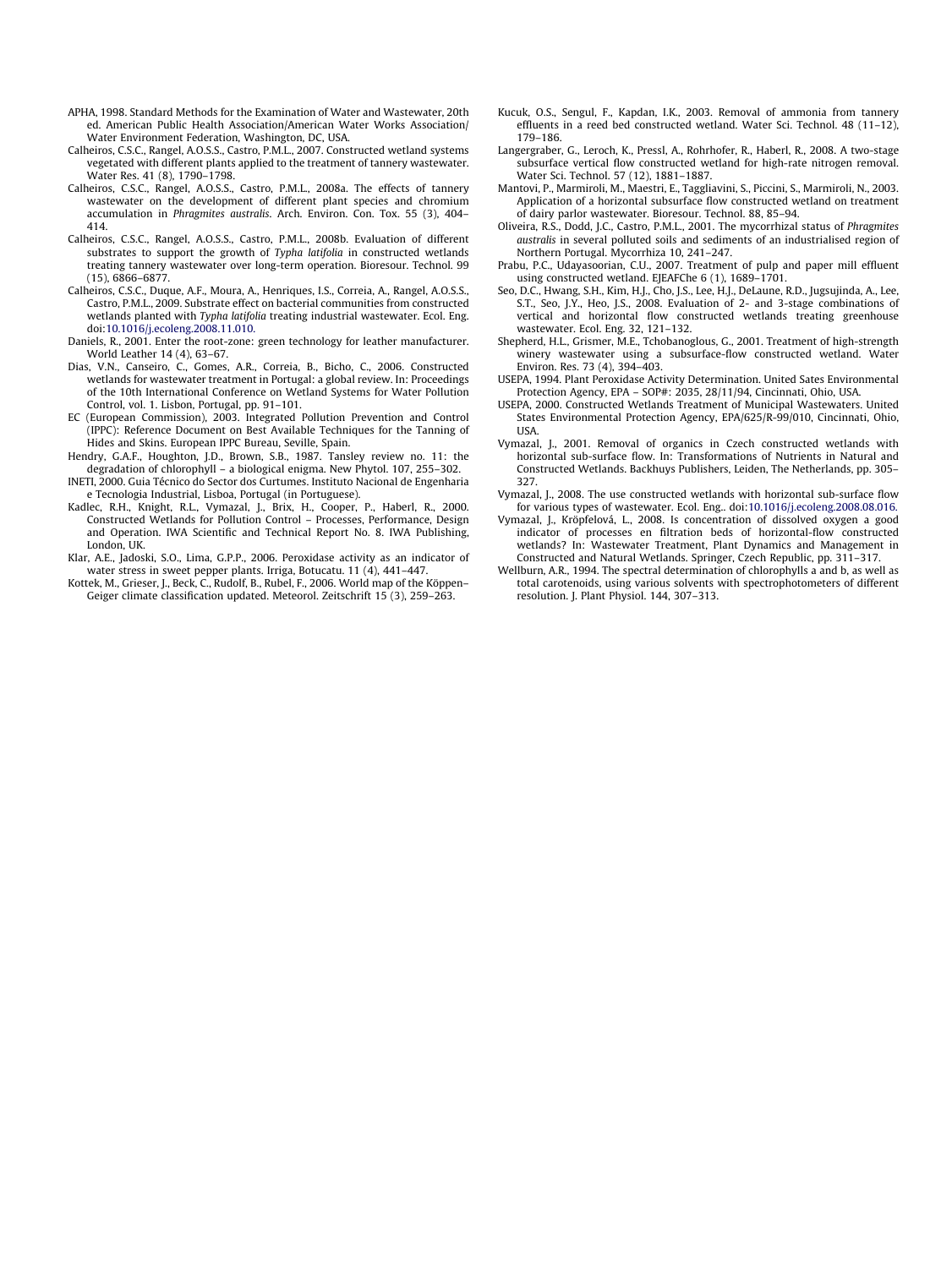APHA, 1998. Standard Methods for the Examination of Water and Wastewater, 20th ed. American Public Health Association/American Water Works Association/ Water Environment Federation, Washington, DC, USA.

Calheiros, C.S.C., Rangel, A.O.S.S., Castro, P.M.L., 2007. Constructed wetland systems vegetated with different plants applied to the treatment of tannery wastewater. Water Res. 41 (8), 1790–1798.

Calheiros, C.S.C., Rangel, A.O.S.S., Castro, P.M.L., 2008a. The effects of tannery wastewater on the development of different plant species and chromium accumulation in *Phragmites australis*. Arch. Environ. Con. Tox. 55 (3), 404–414.

Calheiros, C.S.C., Rangel, A.O.S.S., Castro, P.M.L., 2008b. Evaluation of different substrates to support the growth of *Typha latifolia* in constructed wetlands treating tannery wastewater over long-term operation. Bioresour. Technol. 99 (15), 6866–6877.

Calheiros, C.S.C., Duque, A.F., Moura, A., Henriques, I.S., Correia, A., Rangel, A.O.S.S., Castro, P.M.L., 2009. Substrate effect on bacterial communities from constructed wetlands planted with *Typha latifolia* treating industrial wastewater. Ecol. Eng. doi:10.1016/j.ecoleng.2008.11.010.

Daniels, R., 2001. Enter the root-zone: green technology for leather manufacturer. World Leather 14 (4), 63–67.

Dias, V.N., Canseiro, C., Gomes, A.R., Correia, B., Bicho, C., 2006. Constructed wetlands for wastewater treatment in Portugal: a global review. In: Proceedings of the 10th International Conference on Wetland Systems for Water Pollution Control, vol. 1. Lisbon, Portugal, pp. 91–101.

EC (European Commission), 2003. Integrated Pollution Prevention and Control (IPPC): Reference Document on Best Available Techniques for the Tanning of Hides and Skins. European IPPC Bureau, Seville, Spain.

Hendry, G.A.F., Houghton, J.D., Brown, S.B., 1987. Tansley review no. 11: the degradation of chlorophyll – a biological enigma. New Phytol. 107, 255–302.

INETI, 2000. Guia Técnico do Sector dos Curtumes. Instituto Nacional de Engenharia e Tecnologia Industrial, Lisboa, Portugal (in Portuguese).

Kadlec, R.H., Knight, R.L., Vymazal, J., Brix, H., Cooper, P., Haberl, R., 2000. Constructed Wetlands for Pollution Control – Processes, Performance, Design and Operation. IWA Scientific and Technical Report No. 8. IWA Publishing, London, UK.

Klar, A.E., Jadoski, S.O., Lima, G.P.P., 2006. Peroxidase activity as an indicator of water stress in sweet pepper plants. Irriga, Botucatu. 11 (4), 441–447.

Kottek, M., Grieser, J., Beck, C., Rudolf, B., Rubel, F., 2006. World map of the Köppen–Geiger climate classification updated. Meteorol. Zeitschrift 15 (3), 259–263.

Kucuk, O.S., Sengul, F., Kapdan, I.K., 2003. Removal of ammonia from tannery effluents in a reed bed constructed wetland. Water Sci. Technol. 48 (11–12), 179–186.

Langergraber, G., Leroch, K., Pressl, A., Rohrhofer, R., Haberl, R., 2008. A two-stage subsurface vertical flow constructed wetland for high-rate nitrogen removal. Water Sci. Technol. 57 (12), 1881–1887.

Mantovi, P., Marmiroli, M., Maestri, E., Tagliavini, S., Piccini, S., Marmiroli, N., 2003. Application of a horizontal subsurface flow constructed wetland on treatment of dairy parlor wastewater. Bioresour. Technol. 88, 85–94.

Oliveira, R.S., Dodd, J.C., Castro, P.M.L., 2001. The mycorrhizal status of *Phragmites australis* in several polluted soils and sediments of an industrialised region of Northern Portugal. Mycorrhiza 10, 241–247.

Prabu, P.C., Udayasoorian, C.U., 2007. Treatment of pulp and paper mill effluent using constructed wetland. EJEAFChe 6 (1), 1689–1701.

Seo, D.C., Hwang, S.H., Kim, H.J., Cho, J.S., Lee, H.J., DeLaune, R.D., Jugsujinda, A., Lee, S.T., Seo, J.Y., Heo, J.S., 2008. Evaluation of 2- and 3-stage combinations of vertical and horizontal flow constructed wetlands treating greenhouse wastewater. Ecol. Eng. 32, 121–132.

Shepherd, H.L., Grismer, M.E., Tchobanoglous, G., 2001. Treatment of high-strength winery wastewater using a subsurface-flow constructed wetland. Water Environ. Res. 73 (4), 394–403.

USEPA, 1994. Plant Peroxidase Activity Determination. United Sates Environmental Protection Agency, EPA – SOP#: 2035, 28/11/94, Cincinnati, Ohio, USA.

USEPA, 2000. Constructed Wetlands Treatment of Municipal Wastewaters. United States Environmental Protection Agency, EPA/625/R-99/010, Cincinnati, Ohio, USA.

Vymazal, J., 2001. Removal of organics in Czech constructed wetlands with horizontal sub-surface flow. In: Transformations of Nutrients in Natural and Constructed Wetlands. Backhuys Publishers, Leiden, The Netherlands, pp. 305–327.

Vymazal, J., 2008. The use constructed wetlands with horizontal sub-surface flow for various types of wastewater. Ecol. Eng.. doi:10.1016/j.ecoleng.2008.08.016.

Vymazal, J., Kröpfelová, L., 2008. Is concentration of dissolved oxygen a good indicator of processes en filtration beds of horizontal-flow constructed wetlands? In: Wastewater Treatment, Plant Dynamics and Management in Constructed and Natural Wetlands. Springer, Czech Republic, pp. 311–317.

Wellburn, A.R., 1994. The spectral determination of chlorophylls a and b, as well as total carotenoids, using various solvents with spectrophotometers of different resolution. J. Plant Physiol. 144, 307–313.